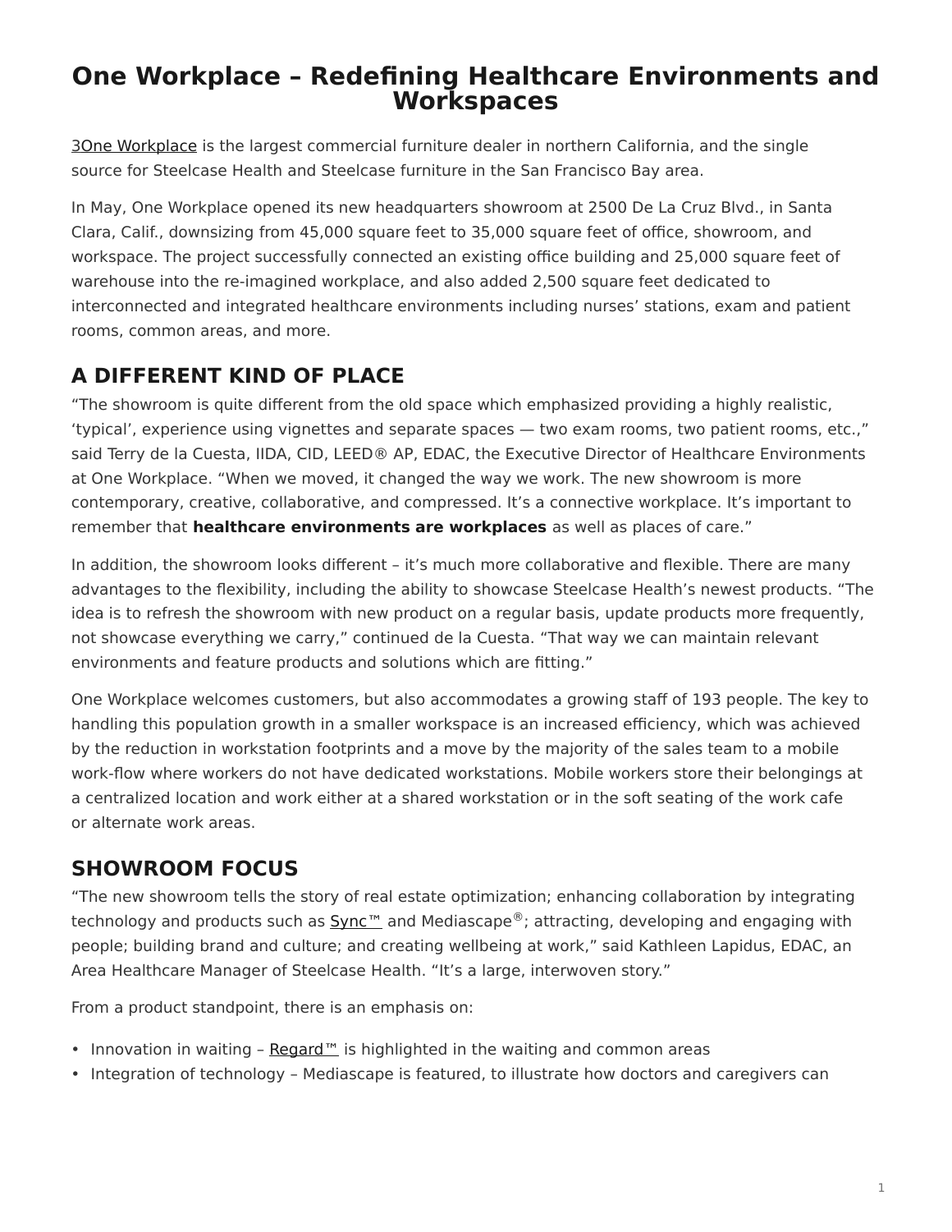# One Workplace – Redefining Healthcare Environments and Workspaces

3One Workplace is the largest commercial furniture dealer in northern California, and the single source for Steelcase Health and Steelcase furniture in the San Francisco Bay area.

In May, One Workplace opened its new headquarters showroom at 2500 De La Cruz Blvd., in Santa Clara, Calif., downsizing from 45,000 square feet to 35,000 square feet of office, showroom, and workspace. The project successfully connected an existing office building and 25,000 square feet of warehouse into the re-imagined workplace, and also added 2,500 square feet dedicated to interconnected and integrated healthcare environments including nurses' stations, exam and patient rooms, common areas, and more.

## A DIFFERENT KIND OF PLACE

"The showroom is quite different from the old space which emphasized providing a highly realistic, 'typical', experience using vignettes and separate spaces — two exam rooms, two patient rooms, etc.," said Terry de la Cuesta, IIDA, CID, LEED® AP, EDAC, the Executive Director of Healthcare Environments at One Workplace. "When we moved, it changed the way we work. The new showroom is more contemporary, creative, collaborative, and compressed. It's a connective workplace. It's important to remember that **healthcare environments are workplaces** as well as places of care."

In addition, the showroom looks different – it's much more collaborative and flexible. There are many advantages to the flexibility, including the ability to showcase Steelcase Health's newest products. "The idea is to refresh the showroom with new product on a regular basis, update products more frequently, not showcase everything we carry," continued de la Cuesta. "That way we can maintain relevant environments and feature products and solutions which are fitting."

One Workplace welcomes customers, but also accommodates a growing staff of 193 people. The key to handling this population growth in a smaller workspace is an increased efficiency, which was achieved by the reduction in workstation footprints and a move by the majority of the sales team to a mobile work-flow where workers do not have dedicated workstations. Mobile workers store their belongings at a centralized location and work either at a shared workstation or in the soft seating of the work cafe or alternate work areas.

## SHOWROOM FOCUS

"The new showroom tells the story of real estate optimization; enhancing collaboration by integrating technology and products such as Sync™ and Mediascape®; attracting, developing and engaging with people; building brand and culture; and creating wellbeing at work," said Kathleen Lapidus, EDAC, an Area Healthcare Manager of Steelcase Health. "It's a large, interwoven story."

From a product standpoint, there is an emphasis on:

- Innovation in waiting – Regard™ is highlighted in the waiting and common areas
- Integration of technology – Mediascape is featured, to illustrate how doctors and caregivers can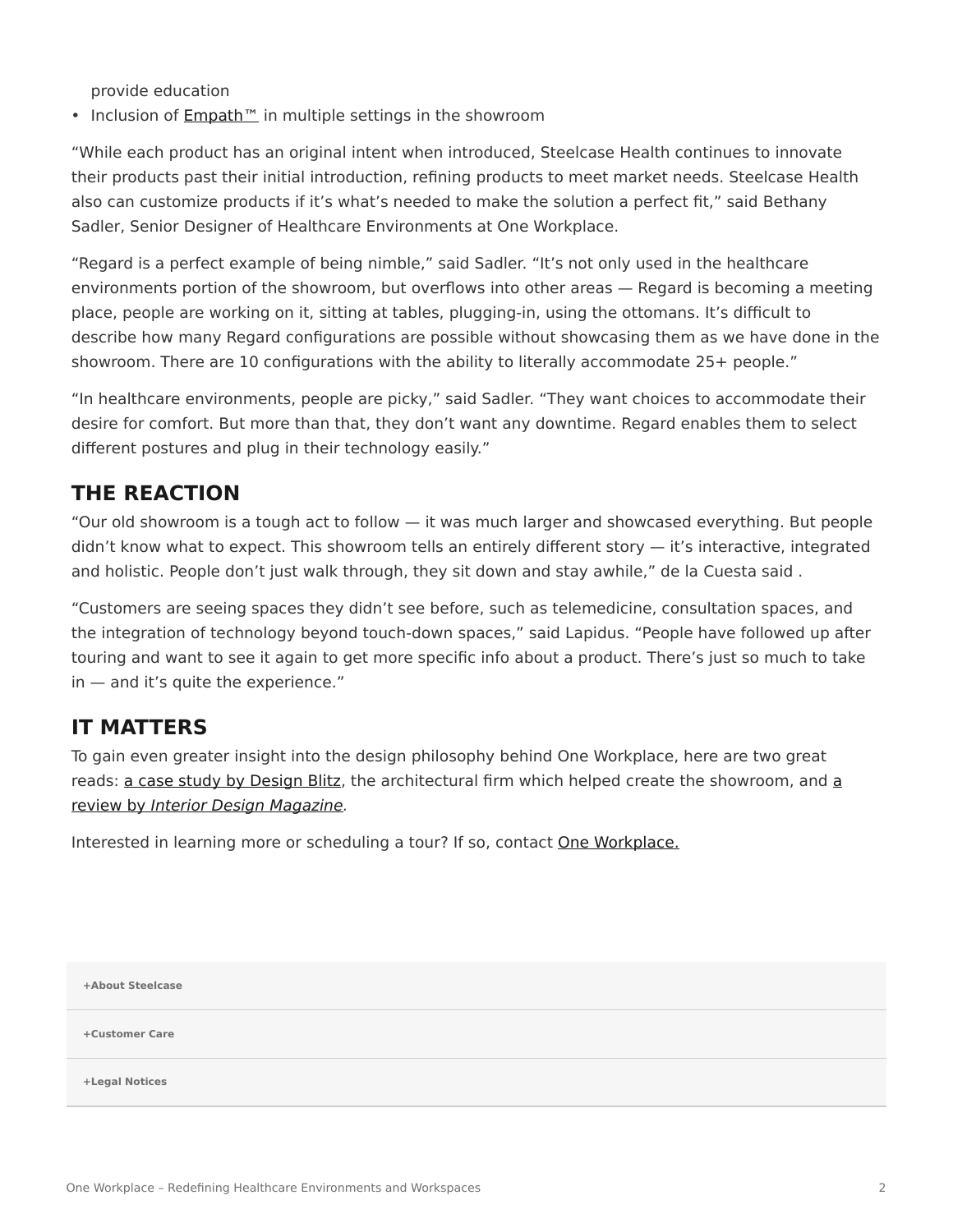provide education

- Inclusion of Empath™ in multiple settings in the showroom

“While each product has an original intent when introduced, Steelcase Health continues to innovate their products past their initial introduction, refining products to meet market needs. Steelcase Health also can customize products if it’s what’s needed to make the solution a perfect fit,” said Bethany Sadler, Senior Designer of Healthcare Environments at One Workplace.

“Regard is a perfect example of being nimble,” said Sadler. “It’s not only used in the healthcare environments portion of the showroom, but overflows into other areas — Regard is becoming a meeting place, people are working on it, sitting at tables, plugging-in, using the ottomans. It’s difficult to describe how many Regard configurations are possible without showcasing them as we have done in the showroom. There are 10 configurations with the ability to literally accommodate 25+ people.”

“In healthcare environments, people are picky,” said Sadler. “They want choices to accommodate their desire for comfort. But more than that, they don’t want any downtime. Regard enables them to select different postures and plug in their technology easily.”

## THE REACTION

“Our old showroom is a tough act to follow — it was much larger and showcased everything. But people didn’t know what to expect. This showroom tells an entirely different story — it’s interactive, integrated and holistic. People don’t just walk through, they sit down and stay awhile,” de la Cuesta said .

“Customers are seeing spaces they didn’t see before, such as telemedicine, consultation spaces, and the integration of technology beyond touch-down spaces,” said Lapidus. “People have followed up after touring and want to see it again to get more specific info about a product. There’s just so much to take in — and it’s quite the experience.”

## IT MATTERS

To gain even greater insight into the design philosophy behind One Workplace, here are two great reads: a case study by Design Blitz, the architectural firm which helped create the showroom, and a review by *Interior Design Magazine.*

Interested in learning more or scheduling a tour? If so, contact One Workplace.

**+About Steelcase**

**+Customer Care**

**+Legal Notices**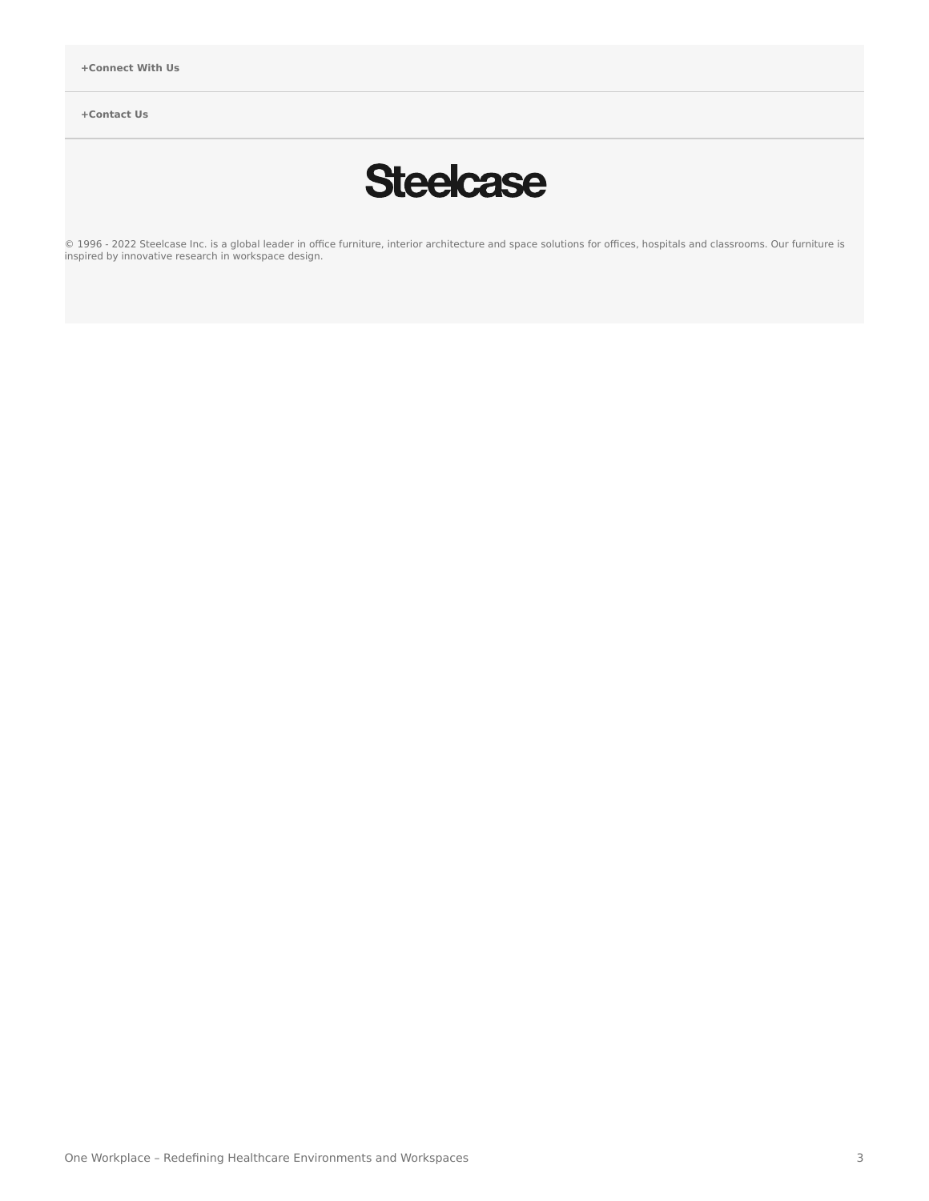**+Connect With Us**

**+Contact Us**

Steelcase

© 1996 - 2022 Steelcase Inc. is a global leader in office furniture, interior architecture and space solutions for offices, hospitals and classrooms. Our furniture is inspired by innovative research in workspace design.